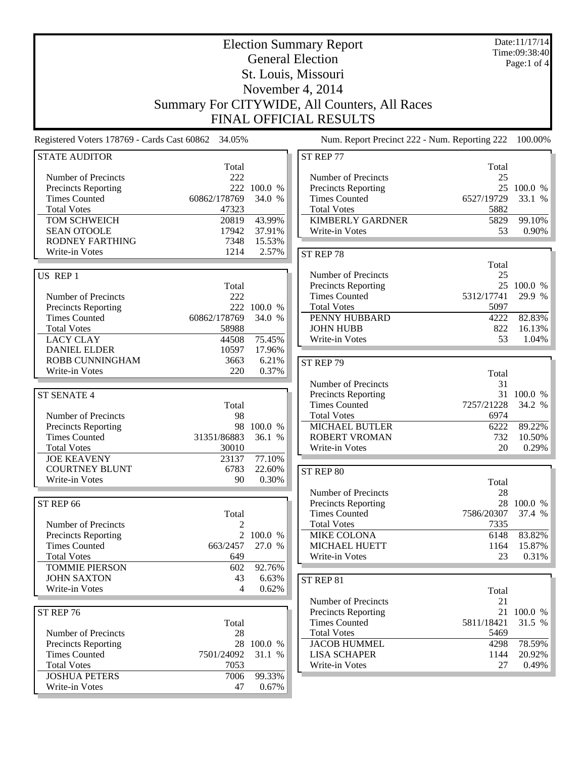# Election Summary Report

## General Election

## St. Louis, Missouri

## November 4, 2014

## Summary For CITYWIDE, All Counters, All Races

## FINAL OFFICIAL RESULTS

Date:11/17/14
Time:09:38:40

Registered Voters 178769 - Cards Cast 60862 34.05%

Num. Report Precinct 222 - Num. Reporting 222 100.00%

### STATE AUDITOR

| | Total | |
|---|---|---|
| Number of Precincts | 222 | |
| Precincts Reporting | 222 | 100.0 % |
| Times Counted | 60862/178769 | 34.0 % |
| Total Votes | 47323 | |
| TOM SCHWEICH | 20819 | 43.99% |
| SEAN OTOOLE | 17942 | 37.91% |
| RODNEY FARTHING | 7348 | 15.53% |
| Write-in Votes | 1214 | 2.57% |

### US REP 1

| | Total | |
|---|---|---|
| Number of Precincts | 222 | |
| Precincts Reporting | 222 | 100.0 % |
| Times Counted | 60862/178769 | 34.0 % |
| Total Votes | 58988 | |
| LACY CLAY | 44508 | 75.45% |
| DANIEL ELDER | 10597 | 17.96% |
| ROBB CUNNINGHAM | 3663 | 6.21% |
| Write-in Votes | 220 | 0.37% |

### ST SENATE 4

| | Total | |
|---|---|---|
| Number of Precincts | 98 | |
| Precincts Reporting | 98 | 100.0 % |
| Times Counted | 31351/86883 | 36.1 % |
| Total Votes | 30010 | |
| JOE KEAVENY | 23137 | 77.10% |
| COURTNEY BLUNT | 6783 | 22.60% |
| Write-in Votes | 90 | 0.30% |

### ST REP 66

| | Total | |
|---|---|---|
| Number of Precincts | 2 | |
| Precincts Reporting | 2 | 100.0 % |
| Times Counted | 663/2457 | 27.0 % |
| Total Votes | 649 | |
| TOMMIE PIERSON | 602 | 92.76% |
| JOHN SAXTON | 43 | 6.63% |
| Write-in Votes | 4 | 0.62% |

### ST REP 76

| | Total | |
|---|---|---|
| Number of Precincts | 28 | |
| Precincts Reporting | 28 | 100.0 % |
| Times Counted | 7501/24092 | 31.1 % |
| Total Votes | 7053 | |
| JOSHUA PETERS | 7006 | 99.33% |
| Write-in Votes | 47 | 0.67% |

### ST REP 77

| | Total | |
|---|---|---|
| Number of Precincts | 25 | |
| Precincts Reporting | 25 | 100.0 % |
| Times Counted | 6527/19729 | 33.1 % |
| Total Votes | 5882 | |
| KIMBERLY GARDNER | 5829 | 99.10% |
| Write-in Votes | 53 | 0.90% |

### ST REP 78

| | Total | |
|---|---|---|
| Number of Precincts | 25 | |
| Precincts Reporting | 25 | 100.0 % |
| Times Counted | 5312/17741 | 29.9 % |
| Total Votes | 5097 | |
| PENNY HUBBARD | 4222 | 82.83% |
| JOHN HUBB | 822 | 16.13% |
| Write-in Votes | 53 | 1.04% |

### ST REP 79

| | Total | |
|---|---|---|
| Number of Precincts | 31 | |
| Precincts Reporting | 31 | 100.0 % |
| Times Counted | 7257/21228 | 34.2 % |
| Total Votes | 6974 | |
| MICHAEL BUTLER | 6222 | 89.22% |
| ROBERT VROMAN | 732 | 10.50% |
| Write-in Votes | 20 | 0.29% |

### ST REP 80

| | Total | |
|---|---|---|
| Number of Precincts | 28 | |
| Precincts Reporting | 28 | 100.0 % |
| Times Counted | 7586/20307 | 37.4 % |
| Total Votes | 7335 | |
| MIKE COLONA | 6148 | 83.82% |
| MICHAEL HUETT | 1164 | 15.87% |
| Write-in Votes | 23 | 0.31% |

### ST REP 81

| | Total | |
|---|---|---|
| Number of Precincts | 21 | |
| Precincts Reporting | 21 | 100.0 % |
| Times Counted | 5811/18421 | 31.5 % |
| Total Votes | 5469 | |
| JACOB HUMMEL | 4298 | 78.59% |
| LISA SCHAPER | 1144 | 20.92% |
| Write-in Votes | 27 | 0.49% |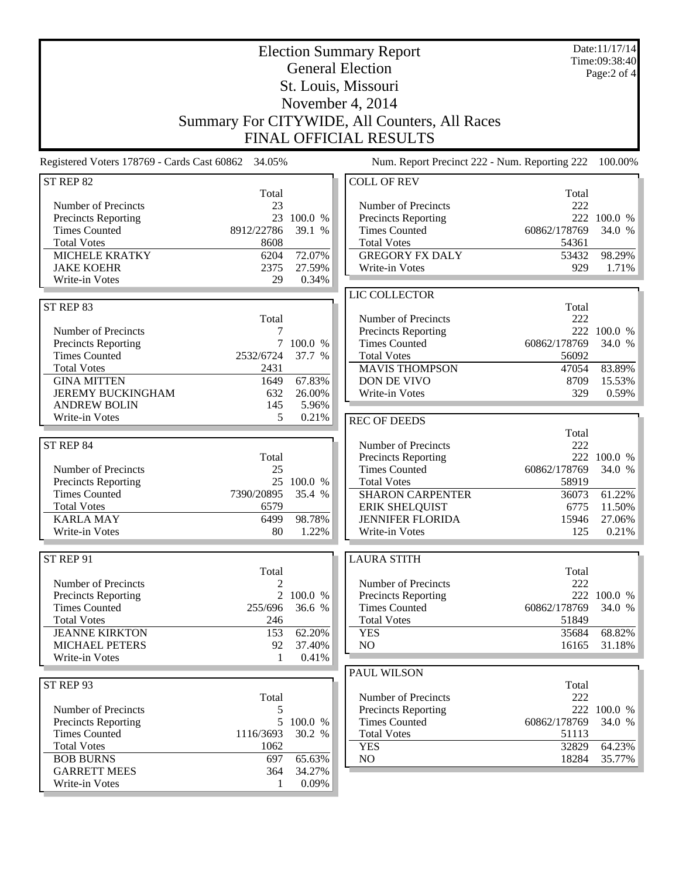# Election Summary Report

## General Election

## St. Louis, Missouri

## November 4, 2014

## Summary For CITYWIDE, All Counters, All Races

## FINAL OFFICIAL RESULTS

Date:11/17/14
Time:09:38:40

Registered Voters 178769 - Cards Cast 60862 34.05%

Num. Report Precinct 222 - Num. Reporting 222 100.00%

### ST REP 82

| | Total | |
|---|---|---|
| Number of Precincts | 23 | |
| Precincts Reporting | 23 | 100.0 % |
| Times Counted | 8912/22786 | 39.1 % |
| Total Votes | 8608 | |
| MICHELE KRATKY | 6204 | 72.07% |
| JAKE KOEHR | 2375 | 27.59% |
| Write-in Votes | 29 | 0.34% |

### ST REP 83

| | Total | |
|---|---|---|
| Number of Precincts | 7 | |
| Precincts Reporting | 7 | 100.0 % |
| Times Counted | 2532/6724 | 37.7 % |
| Total Votes | 2431 | |
| GINA MITTEN | 1649 | 67.83% |
| JEREMY BUCKINGHAM | 632 | 26.00% |
| ANDREW BOLIN | 145 | 5.96% |
| Write-in Votes | 5 | 0.21% |

### ST REP 84

| | Total | |
|---|---|---|
| Number of Precincts | 25 | |
| Precincts Reporting | 25 | 100.0 % |
| Times Counted | 7390/20895 | 35.4 % |
| Total Votes | 6579 | |
| KARLA MAY | 6499 | 98.78% |
| Write-in Votes | 80 | 1.22% |

### ST REP 91

| | Total | |
|---|---|---|
| Number of Precincts | 2 | |
| Precincts Reporting | 2 | 100.0 % |
| Times Counted | 255/696 | 36.6 % |
| Total Votes | 246 | |
| JEANNE KIRKTON | 153 | 62.20% |
| MICHAEL PETERS | 92 | 37.40% |
| Write-in Votes | 1 | 0.41% |

### ST REP 93

| | Total | |
|---|---|---|
| Number of Precincts | 5 | |
| Precincts Reporting | 5 | 100.0 % |
| Times Counted | 1116/3693 | 30.2 % |
| Total Votes | 1062 | |
| BOB BURNS | 697 | 65.63% |
| GARRETT MEES | 364 | 34.27% |
| Write-in Votes | 1 | 0.09% |

### COLL OF REV

| | Total | |
|---|---|---|
| Number of Precincts | 222 | |
| Precincts Reporting | 222 | 100.0 % |
| Times Counted | 60862/178769 | 34.0 % |
| Total Votes | 54361 | |
| GREGORY FX DALY | 53432 | 98.29% |
| Write-in Votes | 929 | 1.71% |

### LIC COLLECTOR

| | Total | |
|---|---|---|
| Number of Precincts | 222 | |
| Precincts Reporting | 222 | 100.0 % |
| Times Counted | 60862/178769 | 34.0 % |
| Total Votes | 56092 | |
| MAVIS THOMPSON | 47054 | 83.89% |
| DON DE VIVO | 8709 | 15.53% |
| Write-in Votes | 329 | 0.59% |

### REC OF DEEDS

| | Total | |
|---|---|---|
| Number of Precincts | 222 | |
| Precincts Reporting | 222 | 100.0 % |
| Times Counted | 60862/178769 | 34.0 % |
| Total Votes | 58919 | |
| SHARON CARPENTER | 36073 | 61.22% |
| ERIK SHELQUIST | 6775 | 11.50% |
| JENNIFER FLORIDA | 15946 | 27.06% |
| Write-in Votes | 125 | 0.21% |

### LAURA STITH

| | Total | |
|---|---|---|
| Number of Precincts | 222 | |
| Precincts Reporting | 222 | 100.0 % |
| Times Counted | 60862/178769 | 34.0 % |
| Total Votes | 51849 | |
| YES | 35684 | 68.82% |
| NO | 16165 | 31.18% |

### PAUL WILSON

| | Total | |
|---|---|---|
| Number of Precincts | 222 | |
| Precincts Reporting | 222 | 100.0 % |
| Times Counted | 60862/178769 | 34.0 % |
| Total Votes | 51113 | |
| YES | 32829 | 64.23% |
| NO | 18284 | 35.77% |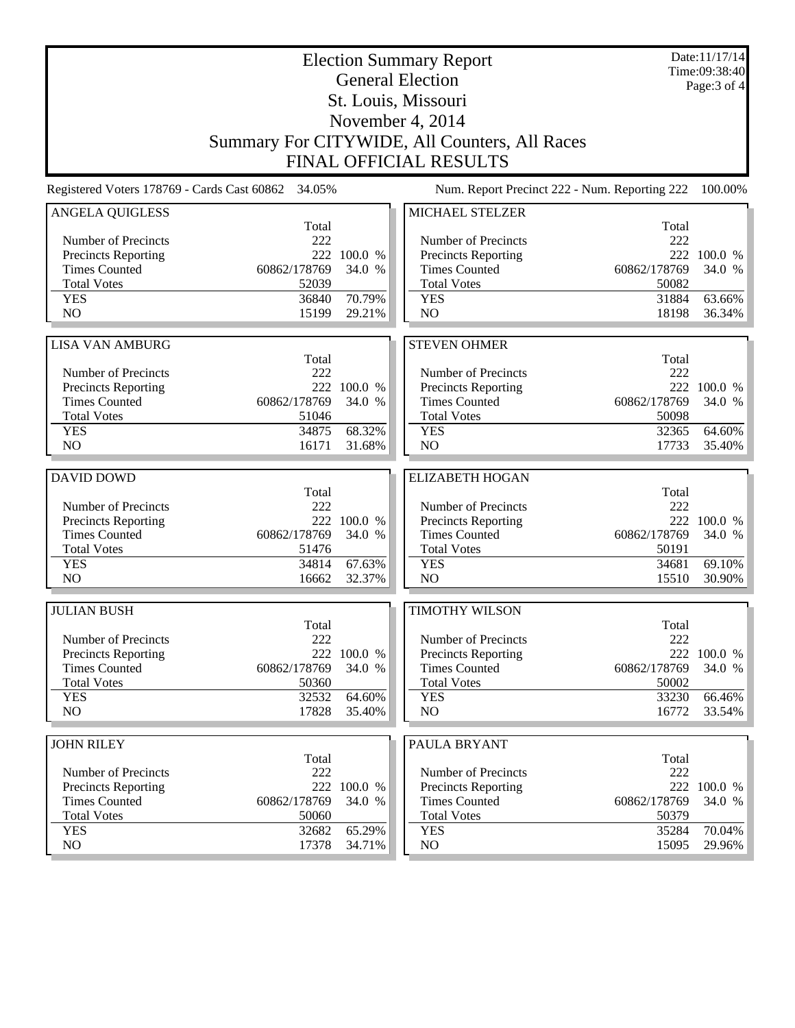# Election Summary Report

## General Election

## St. Louis, Missouri

## November 4, 2014

## Summary For CITYWIDE, All Counters, All Races

## FINAL OFFICIAL RESULTS

Date:11/17/14
Time:09:38:40

Registered Voters 178769 - Cards Cast 60862 34.05%

Num. Report Precinct 222 - Num. Reporting 222 100.00%

### ANGELA QUIGLESS

| | Total | |
|---|---|---|
| Number of Precincts | 222 | |
| Precincts Reporting | 222 | 100.0 % |
| Times Counted | 60862/178769 | 34.0 % |
| Total Votes | 52039 | |
| YES | 36840 | 70.79% |
| NO | 15199 | 29.21% |

### LISA VAN AMBURG

| | Total | |
|---|---|---|
| Number of Precincts | 222 | |
| Precincts Reporting | 222 | 100.0 % |
| Times Counted | 60862/178769 | 34.0 % |
| Total Votes | 51046 | |
| YES | 34875 | 68.32% |
| NO | 16171 | 31.68% |

### DAVID DOWD

| | Total | |
|---|---|---|
| Number of Precincts | 222 | |
| Precincts Reporting | 222 | 100.0 % |
| Times Counted | 60862/178769 | 34.0 % |
| Total Votes | 51476 | |
| YES | 34814 | 67.63% |
| NO | 16662 | 32.37% |

### JULIAN BUSH

| | Total | |
|---|---|---|
| Number of Precincts | 222 | |
| Precincts Reporting | 222 | 100.0 % |
| Times Counted | 60862/178769 | 34.0 % |
| Total Votes | 50360 | |
| YES | 32532 | 64.60% |
| NO | 17828 | 35.40% |

### JOHN RILEY

| | Total | |
|---|---|---|
| Number of Precincts | 222 | |
| Precincts Reporting | 222 | 100.0 % |
| Times Counted | 60862/178769 | 34.0 % |
| Total Votes | 50060 | |
| YES | 32682 | 65.29% |
| NO | 17378 | 34.71% |

### MICHAEL STELZER

| | Total | |
|---|---|---|
| Number of Precincts | 222 | |
| Precincts Reporting | 222 | 100.0 % |
| Times Counted | 60862/178769 | 34.0 % |
| Total Votes | 50082 | |
| YES | 31884 | 63.66% |
| NO | 18198 | 36.34% |

### STEVEN OHMER

| | Total | |
|---|---|---|
| Number of Precincts | 222 | |
| Precincts Reporting | 222 | 100.0 % |
| Times Counted | 60862/178769 | 34.0 % |
| Total Votes | 50098 | |
| YES | 32365 | 64.60% |
| NO | 17733 | 35.40% |

### ELIZABETH HOGAN

| | Total | |
|---|---|---|
| Number of Precincts | 222 | |
| Precincts Reporting | 222 | 100.0 % |
| Times Counted | 60862/178769 | 34.0 % |
| Total Votes | 50191 | |
| YES | 34681 | 69.10% |
| NO | 15510 | 30.90% |

### TIMOTHY WILSON

| | Total | |
|---|---|---|
| Number of Precincts | 222 | |
| Precincts Reporting | 222 | 100.0 % |
| Times Counted | 60862/178769 | 34.0 % |
| Total Votes | 50002 | |
| YES | 33230 | 66.46% |
| NO | 16772 | 33.54% |

### PAULA BRYANT

| | Total | |
|---|---|---|
| Number of Precincts | 222 | |
| Precincts Reporting | 222 | 100.0 % |
| Times Counted | 60862/178769 | 34.0 % |
| Total Votes | 50379 | |
| YES | 35284 | 70.04% |
| NO | 15095 | 29.96% |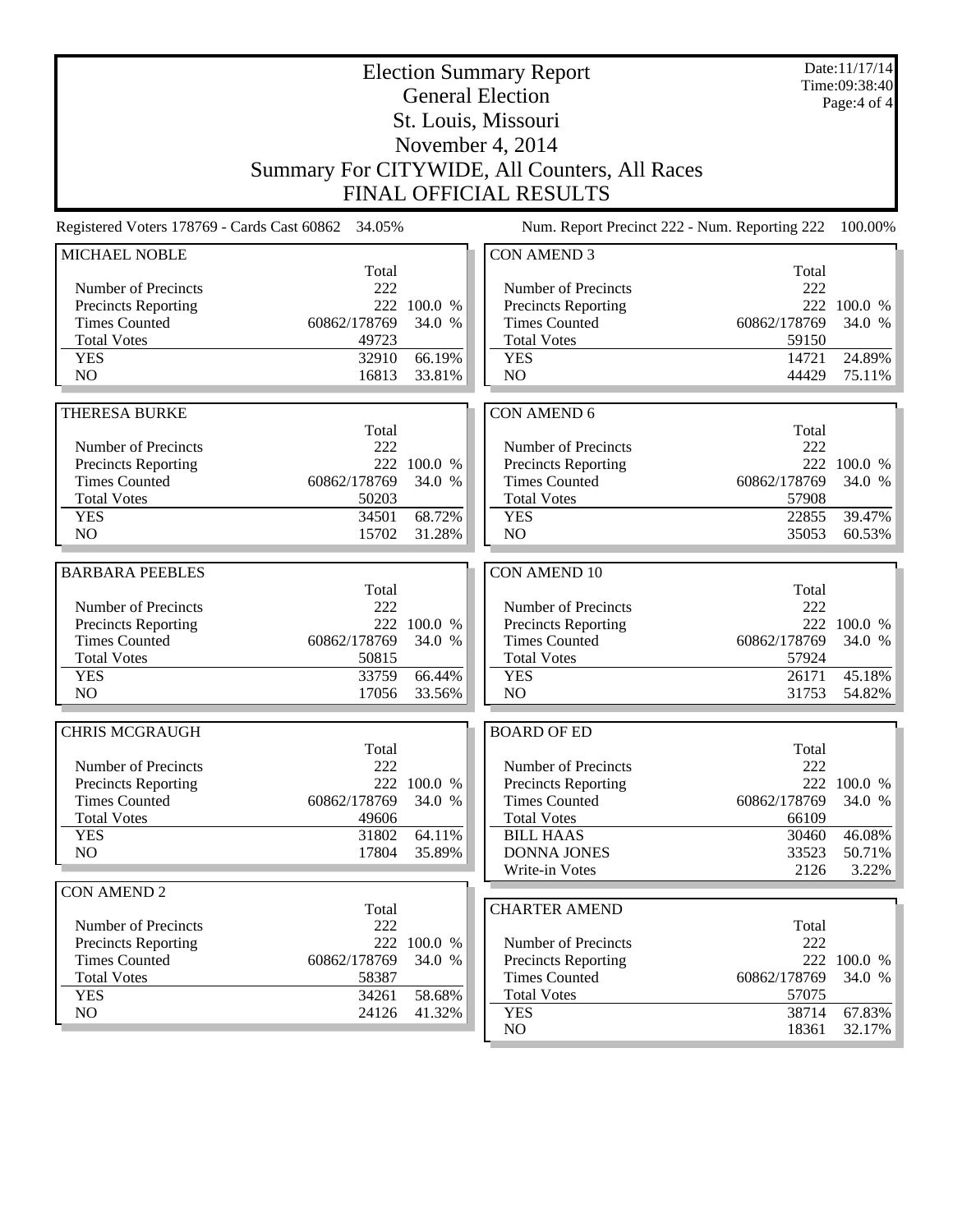# Election Summary Report

## General Election

## St. Louis, Missouri

## November 4, 2014

## Summary For CITYWIDE, All Counters, All Races

## FINAL OFFICIAL RESULTS

Date:11/17/14
Time:09:38:40

Registered Voters 178769 - Cards Cast 60862 34.05%

Num. Report Precinct 222 - Num. Reporting 222 100.00%

### MICHAEL NOBLE

| | Total | |
|---|---|---|
| Number of Precincts | 222 | |
| Precincts Reporting | 222 | 100.0 % |
| Times Counted | 60862/178769 | 34.0 % |
| Total Votes | 49723 | |
| YES | 32910 | 66.19% |
| NO | 16813 | 33.81% |

### THERESA BURKE

| | Total | |
|---|---|---|
| Number of Precincts | 222 | |
| Precincts Reporting | 222 | 100.0 % |
| Times Counted | 60862/178769 | 34.0 % |
| Total Votes | 50203 | |
| YES | 34501 | 68.72% |
| NO | 15702 | 31.28% |

### BARBARA PEEBLES

| | Total | |
|---|---|---|
| Number of Precincts | 222 | |
| Precincts Reporting | 222 | 100.0 % |
| Times Counted | 60862/178769 | 34.0 % |
| Total Votes | 50815 | |
| YES | 33759 | 66.44% |
| NO | 17056 | 33.56% |

### CHRIS MCGRAUGH

| | Total | |
|---|---|---|
| Number of Precincts | 222 | |
| Precincts Reporting | 222 | 100.0 % |
| Times Counted | 60862/178769 | 34.0 % |
| Total Votes | 49606 | |
| YES | 31802 | 64.11% |
| NO | 17804 | 35.89% |

### CON AMEND 2

| | Total | |
|---|---|---|
| Number of Precincts | 222 | |
| Precincts Reporting | 222 | 100.0 % |
| Times Counted | 60862/178769 | 34.0 % |
| Total Votes | 58387 | |
| YES | 34261 | 58.68% |
| NO | 24126 | 41.32% |

### CON AMEND 3

| | Total | |
|---|---|---|
| Number of Precincts | 222 | |
| Precincts Reporting | 222 | 100.0 % |
| Times Counted | 60862/178769 | 34.0 % |
| Total Votes | 59150 | |
| YES | 14721 | 24.89% |
| NO | 44429 | 75.11% |

### CON AMEND 6

| | Total | |
|---|---|---|
| Number of Precincts | 222 | |
| Precincts Reporting | 222 | 100.0 % |
| Times Counted | 60862/178769 | 34.0 % |
| Total Votes | 57908 | |
| YES | 22855 | 39.47% |
| NO | 35053 | 60.53% |

### CON AMEND 10

| | Total | |
|---|---|---|
| Number of Precincts | 222 | |
| Precincts Reporting | 222 | 100.0 % |
| Times Counted | 60862/178769 | 34.0 % |
| Total Votes | 57924 | |
| YES | 26171 | 45.18% |
| NO | 31753 | 54.82% |

### BOARD OF ED

| | Total | |
|---|---|---|
| Number of Precincts | 222 | |
| Precincts Reporting | 222 | 100.0 % |
| Times Counted | 60862/178769 | 34.0 % |
| Total Votes | 66109 | |
| BILL HAAS | 30460 | 46.08% |
| DONNA JONES | 33523 | 50.71% |
| Write-in Votes | 2126 | 3.22% |

### CHARTER AMEND

| | Total | |
|---|---|---|
| Number of Precincts | 222 | |
| Precincts Reporting | 222 | 100.0 % |
| Times Counted | 60862/178769 | 34.0 % |
| Total Votes | 57075 | |
| YES | 38714 | 67.83% |
| NO | 18361 | 32.17% |